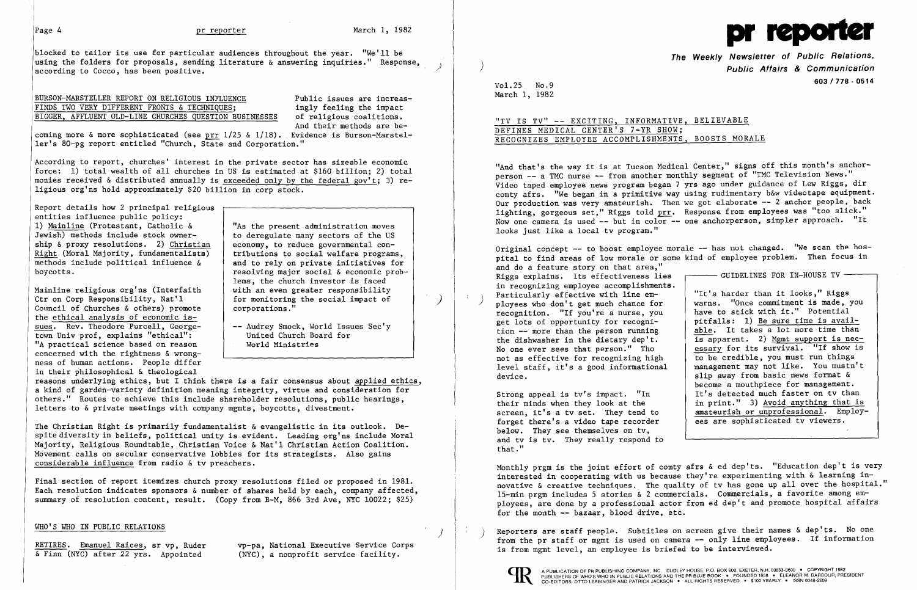blocked to tailor its use for particular audiences throughout the year. "We'll be using the folders for proposals, sending literature & answering inquiries." Response, according to Cocco, has been positive.

## BURSON-MARSTELLER REPORT ON RELIGIOUS INFLUENCE FINDS TWO VERY DIFFERENT FRONTS & TECHNIQUES; BIGGER, AFFLUENT OLD-LINE CHURCHES QUESTION BUSINESSES

Public issues are increasingly feeling the impact of religious coalitions. And their methods are becoming more & more sophisticated (see prr 1/25 & 1/18). Evidence is Burson-Marsteller's 80-pg report entitled "Church, State and Corporation."

According to report, churches' interest in the private sector has sizeable economic force: 1) total wealth of all churches in US is estimated at $160 billion; 2) total monies received & distributed annually is exceeded only by the federal gov't; 3) religious org'ns hold approximately $20 billion in corp stock.

Report details how 2 principal religious entities influence public policy: 1) Mainline (Protestant, Catholic & Jewish) methods include stock ownership & proxy resolutions. 2) Christian Right (Moral Majority, fundamentalists) methods include political influence & boycotts.

> "As the present administration moves to deregulate many sectors of the US economy, to reduce governmental contributions to social welfare programs, and to rely on private initiatives for resolving major social & economic problems, the church investor is faced with an even greater responsibility for monitoring the social impact of corporations."
>
> -- Audrey Smock, World Issues Sec'y United Church Board for World Ministries

Mainline religious org'ns (Interfaith Ctr on Corp Responsibility, Nat'l Council of Churches & others) promote the ethical analysis of economic issues. Rev. Theodore Purcell, Georgetown Univ prof, explains "ethical": "A practical science based on reason concerned with the rightness & wrongness of human actions. People differ in their philosophical & theological reasons underlying ethics, but I think there is a fair consensus about applied ethics, a kind of garden-variety definition meaning integrity, virtue and consideration for others." Routes to achieve this include shareholder resolutions, public hearings, letters to & private meetings with company mgmts, boycotts, divestment.

The Christian Right is primarily fundamentalist & evangelistic in its outlook. Despite diversity in beliefs, political unity is evident. Leading org'ns include Moral Majority, Religious Roundtable, Christian Voice & Nat'l Christian Action Coalition. Movement calls on secular conservative lobbies for its strategists. Also gains considerable influence from radio & tv preachers.

Final section of report itemizes church proxy resolutions filed or proposed in 1981. Each resolution indicates sponsors & number of shares held by each, company affected, summary of resolution content, result. (Copy from B-M, 866 3rd Ave, NYC 10022; $25)

## WHO'S WHO IN PUBLIC RELATIONS

RETIRES. Emanuel Raices, sr vp, Ruder & Finn (NYC) after 22 yrs. Appointed vp-pa, National Executive Service Corps (NYC), a nonprofit service facility.

# pr reporter

**The Weekly Newsletter of Public Relations, Public Affairs & Communication**

603 / 778 - 0514

Vol.25 No.9
March 1, 1982

## "TV IS TV" -- EXCITING, INFORMATIVE, BELIEVABLE DEFINES MEDICAL CENTER'S 7-YR SHOW; RECOGNIZES EMPLOYEE ACCOMPLISHMENTS, BOOSTS MORALE

"And that's the way it is at Tucson Medical Center," signs off this month's anchorperson -- a TMC nurse -- from another monthly segment of "TMC Television News." Video taped employee news program began 7 yrs ago under guidance of Lew Riggs, dir comty afrs. "We began in a primitive way using rudimentary b&w videotape equipment. Our production was very amateurish. Then we got elaborate -- 2 anchor people, back lighting, gorgeous set," Riggs told prr. Response from employees was "too slick." Now one camera is used -- but in color -- one anchorperson, simpler approach. "It looks just like a local tv program."

Original concept -- to boost employee morale -- has not changed. "We scan the hospital to find areas of low morale or some kind of employee problem. Then focus in and do a feature story on that area," Riggs explains. Its effectiveness lies in recognizing employee accomplishments. Particularly effective with line employees who don't get much chance for recognition. "If you're a nurse, you get lots of opportunity for recognition -- more than the person running the dishwasher in the dietary dep't. No one ever sees that person." Tho not as effective for recognizing high level staff, it's a good informational device.

> **GUIDELINES FOR IN-HOUSE TV**
>
> "It's harder than it looks," Riggs warns. "Once commitment is made, you have to stick with it." Potential pitfalls: 1) Be sure time is available. It takes a lot more time than is apparent. 2) Mgmt support is necessary for its survival. "If show is to be credible, you must run things management may not like. You mustn't slip away from basic news format & become a mouthpiece for management. It's detected much faster on tv than in print." 3) Avoid anything that is amateurish or unprofessional. Employees are sophisticated tv viewers.

Strong appeal is tv's impact. "In their minds when they look at the screen, it's a tv set. They tend to forget there's a video tape recorder below. They see themselves on tv, and tv is tv. They really respond to that."

Monthly prgm is the joint effort of comty afrs & ed dep'ts. "Education dep't is very interested in cooperating with us because they're experimenting with & learning innovative & creative techniques. The quality of tv has gone up all over the hospital." 15-min prgm includes 5 stories & 2 commercials. Commercials, a favorite among employees, are done by a professional actor from ed dep't and promote hospital affairs for the month -- bazaar, blood drive, etc.

Reporters are staff people. Subtitles on screen give their names & dep'ts. No one from the pr staff or mgmt is used on camera -- only line employees. If information is from mgmt level, an employee is briefed to be interviewed.

A PUBLICATION OF PR PUBLISHING COMPANY, INC. DUDLEY HOUSE, P.O. BOX 600, EXETER, N.H. 03833-0600 • COPYRIGHT 1982 PUBLISHERS OF WHO'S WHO IN PUBLIC RELATIONS AND THE PR BLUE BOOK • FOUNDED 1958 • ELEANOR M. BARBOUR, PRESIDENT CO-EDITORS: OTTO LERBINGER AND PATRICK JACKSON • ALL RIGHTS RESERVED • $100 YEARLY • ISSN 0048-2609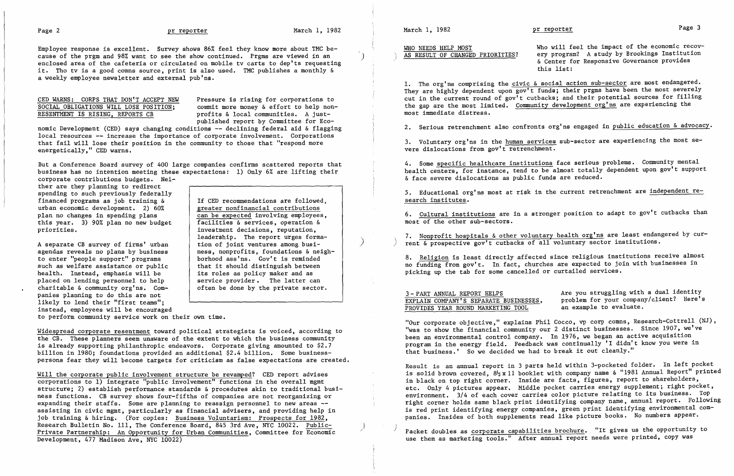Employee response is excellent. Survey shows 86% feel they know more about TMC because of the prgm and 98% want to see the show continued. Prgms are viewed in an enclosed area of the cafeteria or circulated on mobile tv carts to dep'ts requesting it. Tho tv is a good comns source, print is also used. TMC publishes a monthly & a weekly employee newsletter and external pub'ns.

## CED WARNS: CORPS THAT DON'T ACCEPT NEW SOCIAL OBLIGATIONS WILL LOSE POSITION; RESENTMENT IS RISING, REPORTS CB

Pressure is rising for corporations to commit more money & effort to help nonprofits & local communities. A just-published report by Committee for Economic Development (CED) says changing conditions -- declining federal aid & flagging local resources -- increase the importance of corporate involvement. Corporations that fail will lose their position in the community to those that "respond more energetically," CED warns.

But a Conference Board survey of 400 large companies confirms scattered reports that business has no intention meeting these expectations: 1) Only 6% are lifting their corporate contributions budgets. Neither are they planning to redirect spending to such previously federally financed programs as job training & urban economic development. 2) 60% plan no changes in spending plans this year. 3) 90% plan no new budget priorities.

A separate CB survey of firms' urban agendas reveals no plans by business to enter "people support" programs such as welfare assistance or public health. Instead, emphasis will be placed on lending personnel to help charitable & community org'ns. Companies planning to do this are not likely to lend their "first teams"; instead, employees will be encouraged to perform community service work on their own time.

> If CED recommendations are followed, greater nonfinancial contributions can be expected involving employees, facilities & services, operation & investment decisions, reputation, leadership. The report urges formation of joint ventures among business, nonprofits, foundations & neighborhood ass'ns. Gov't is reminded that it should distinguish between its roles as policy maker and as service provider. The latter can often be done by the private sector.

Widespread corporate resentment toward political strategists is voiced, according to the CB. These planners seem unaware of the extent to which the business community is already supporting philanthropic endeavors. Corporate giving amounted to \$2.7 billion in 1980; foundations provided an additional \$2.4 billion. Some businesspersons fear they will become targets for criticism as false expectations are created.

Will the corporate public involvement structure be revamped? CED report advises corporations to 1) integrate "public involvement" functions in the overall mgmt structure; 2) establish performance standards & procedures akin to traditional business functions. CB survey shows four-fifths of companies are not reorganizing or expanding their staffs. Some are planning to reassign personnel to new areas -- assisting in civic mgmt, particularly as financial advisers, and providing help in job training & hiring. (For copies: Business Voluntarism: Prospects for 1982, Research Bulletin No. 111, The Conference Board, 845 3rd Ave, NYC 10022. Public-Private Partnership: An Opportunity for Urban Communities, Committee for Economic Development, 477 Madison Ave, NYC 10022)

## WHO NEEDS HELP MOST AS RESULT OF CHANGED PRIORITIES?

Who will feel the impact of the economic recovery program? A study by Brookings Institution & Center for Responsive Governance provides this list:

1. The org'ns comprising the civic & social action sub-sector are most endangered. They are highly dependent upon gov't funds; their prgms have been the most severely cut in the current round of gov't cutbacks; and their potential sources for filling the gap are the most limited. Community development org'ns are experiencing the most immediate distress.

2. Serious retrenchment also confronts org'ns engaged in public education & advocacy.

3. Voluntary org'ns in the human services sub-sector are experiencing the most severe dislocations from gov't retrenchment.

4. Some specific healthcare institutions face serious problems. Community mental health centers, for instance, tend to be almost totally dependent upon gov't support & face severe dislocations as public funds are reduced.

5. Educational org'ns most at risk in the current retrenchment are independent research institutes.

6. Cultural institutions are in a stronger position to adapt to gov't cutbacks than most of the other sub-sectors.

7. Nonprofit hospitals & other voluntary health org'ns are least endangered by current & prospective gov't cutbacks of all voluntary sector institutions.

8. Religion is least directly affected since religious institutions receive almost no funding from gov't. In fact, churches are expected to join with businesses in picking up the tab for some cancelled or curtailed services.

## 3-PART ANNUAL REPORT HELPS EXPLAIN COMPANY'S SEPARATE BUSINESSES, PROVIDES YEAR ROUND MARKETING TOOL

Are you struggling with a dual identity problem for your company/client? Here's an example to evaluate.

"Our corporate objective," explains Phil Cocco, vp corp comns, Research-Cottrell (NJ), "was to show the financial community our 2 distinct businesses. Since 1907, we've been an environmental control company. In 1976, we began an active acquisition program in the energy field. Feedback was continually 'I didn't know you were in that business.' So we decided we had to break it out cleanly."

Result is an annual report in 3 parts held within 3-pocketed folder. In left pocket is solid brown covered, 8½ x 11 booklet with company name & "1981 Annual Report" printed in black on top right corner. Inside are facts, figures, report to shareholders, etc. Only 4 pictures appear. Middle pocket carries energy supplement; right pocket, environment. 3/4 of each cover carries color picture relating to its business. Top right corner holds same black print identifying company name, annual report. Following is red print identifying energy companies, green print identifying environmental companies. Insides of both supplements read like picture books. No numbers appear.

Packet doubles as corporate capabilities brochure. "It gives us the opportunity to use them as marketing tools." After annual report needs were printed, copy was